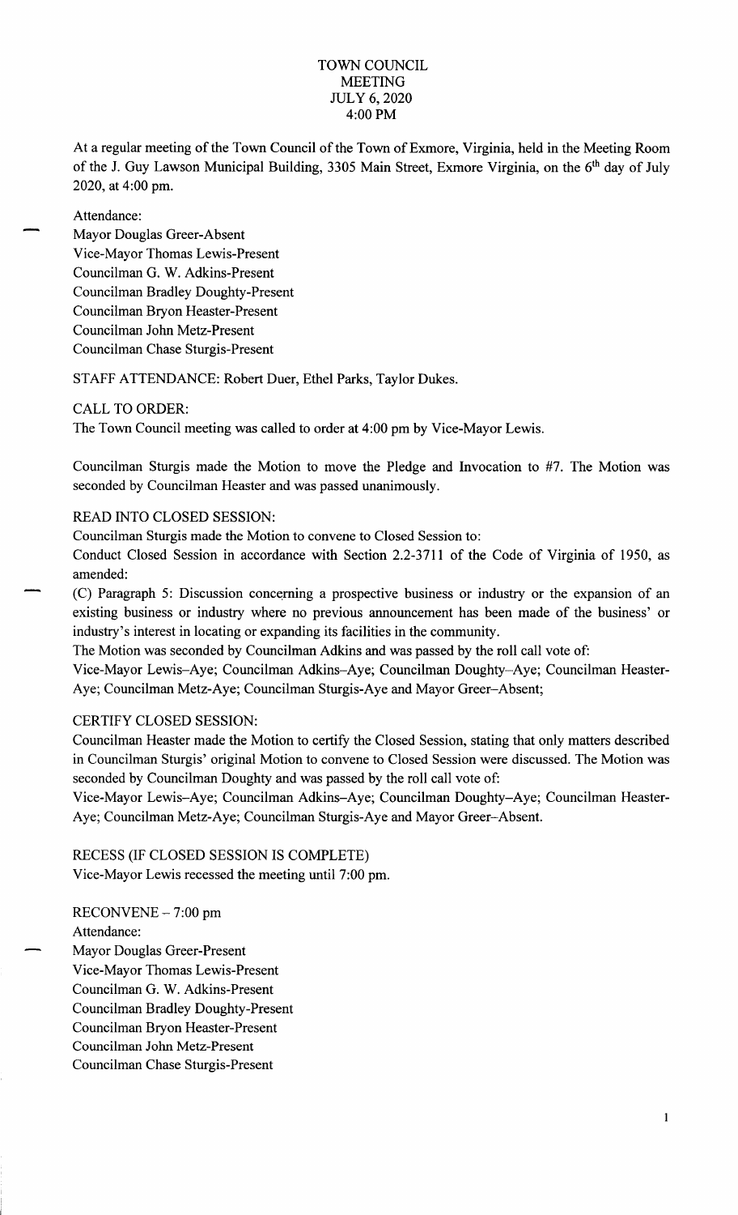# TOWN COUNCIL MEETING
## JULY 6, 2020
## 4:00 PM

At a regular meeting of the Town Council of the Town of Exmore, Virginia, held in the Meeting Room of the J. Guy Lawson Municipal Building, 3305 Main Street, Exmore Virginia, on the 6th day of July 2020, at 4:00 pm.

Attendance:
Mayor Douglas Greer-Absent
Vice-Mayor Thomas Lewis-Present
Councilman G. W. Adkins-Present
Councilman Bradley Doughty-Present
Councilman Bryon Heaster-Present
Councilman John Metz-Present
Councilman Chase Sturgis-Present

STAFF ATTENDANCE: Robert Duer, Ethel Parks, Taylor Dukes.

CALL TO ORDER:
The Town Council meeting was called to order at 4:00 pm by Vice-Mayor Lewis.

Councilman Sturgis made the Motion to move the Pledge and Invocation to #7. The Motion was seconded by Councilman Heaster and was passed unanimously.

READ INTO CLOSED SESSION:
Councilman Sturgis made the Motion to convene to Closed Session to:
Conduct Closed Session in accordance with Section 2.2-3711 of the Code of Virginia of 1950, as amended:
(C) Paragraph 5: Discussion concerning a prospective business or industry or the expansion of an existing business or industry where no previous announcement has been made of the business' or industry's interest in locating or expanding its facilities in the community.
The Motion was seconded by Councilman Adkins and was passed by the roll call vote of:
Vice-Mayor Lewis–Aye; Councilman Adkins–Aye; Councilman Doughty–Aye; Councilman Heaster-Aye; Councilman Metz-Aye; Councilman Sturgis-Aye and Mayor Greer–Absent;

CERTIFY CLOSED SESSION:
Councilman Heaster made the Motion to certify the Closed Session, stating that only matters described in Councilman Sturgis' original Motion to convene to Closed Session were discussed. The Motion was seconded by Councilman Doughty and was passed by the roll call vote of:
Vice-Mayor Lewis–Aye; Councilman Adkins–Aye; Councilman Doughty–Aye; Councilman Heaster-Aye; Councilman Metz-Aye; Councilman Sturgis-Aye and Mayor Greer–Absent.

RECESS (IF CLOSED SESSION IS COMPLETE)
Vice-Mayor Lewis recessed the meeting until 7:00 pm.

RECONVENE – 7:00 pm
Attendance:
Mayor Douglas Greer-Present
Vice-Mayor Thomas Lewis-Present
Councilman G. W. Adkins-Present
Councilman Bradley Doughty-Present
Councilman Bryon Heaster-Present
Councilman John Metz-Present
Councilman Chase Sturgis-Present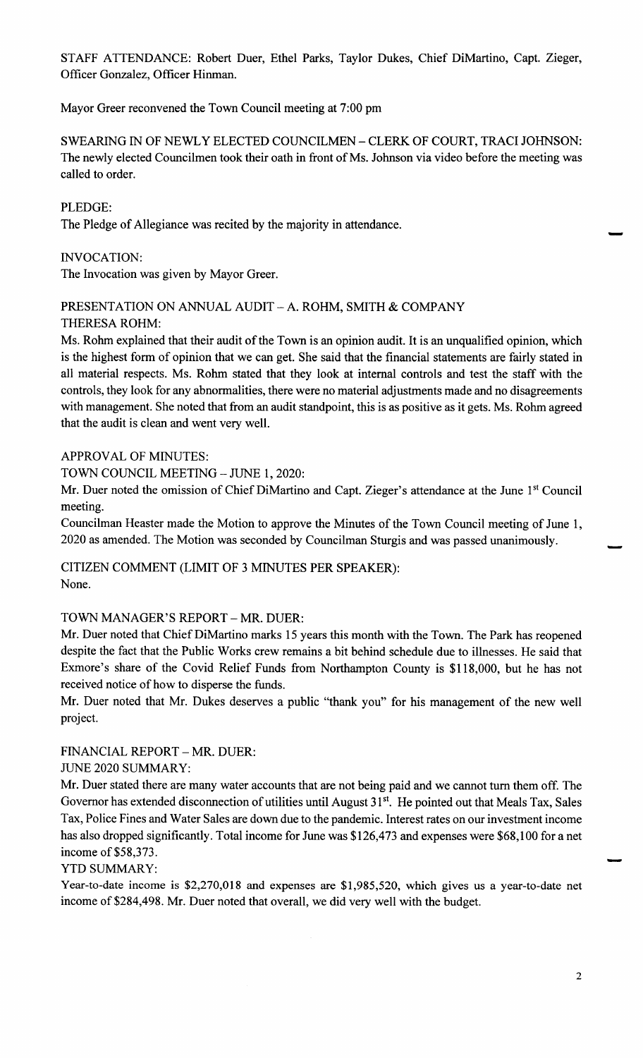STAFF ATTENDANCE: Robert Duer, Ethel Parks, Taylor Dukes, Chief DiMartino, Capt. Zieger, Officer Gonzalez, Officer Hinman.

Mayor Greer reconvened the Town Council meeting at 7:00 pm

SWEARING IN OF NEWLY ELECTED COUNCILMEN – CLERK OF COURT, TRACI JOHNSON:
The newly elected Councilmen took their oath in front of Ms. Johnson via video before the meeting was called to order.

PLEDGE:
The Pledge of Allegiance was recited by the majority in attendance.

INVOCATION:
The Invocation was given by Mayor Greer.

PRESENTATION ON ANNUAL AUDIT – A. ROHM, SMITH & COMPANY
THERESA ROHM:
Ms. Rohm explained that their audit of the Town is an opinion audit. It is an unqualified opinion, which is the highest form of opinion that we can get. She said that the financial statements are fairly stated in all material respects. Ms. Rohm stated that they look at internal controls and test the staff with the controls, they look for any abnormalities, there were no material adjustments made and no disagreements with management. She noted that from an audit standpoint, this is as positive as it gets. Ms. Rohm agreed that the audit is clean and went very well.

APPROVAL OF MINUTES:
TOWN COUNCIL MEETING – JUNE 1, 2020:
Mr. Duer noted the omission of Chief DiMartino and Capt. Zieger's attendance at the June 1st Council meeting.
Councilman Heaster made the Motion to approve the Minutes of the Town Council meeting of June 1, 2020 as amended. The Motion was seconded by Councilman Sturgis and was passed unanimously.

CITIZEN COMMENT (LIMIT OF 3 MINUTES PER SPEAKER):
None.

TOWN MANAGER'S REPORT – MR. DUER:
Mr. Duer noted that Chief DiMartino marks 15 years this month with the Town. The Park has reopened despite the fact that the Public Works crew remains a bit behind schedule due to illnesses. He said that Exmore's share of the Covid Relief Funds from Northampton County is $118,000, but he has not received notice of how to disperse the funds.
Mr. Duer noted that Mr. Dukes deserves a public "thank you" for his management of the new well project.

FINANCIAL REPORT – MR. DUER:
JUNE 2020 SUMMARY:
Mr. Duer stated there are many water accounts that are not being paid and we cannot turn them off. The Governor has extended disconnection of utilities until August 31st. He pointed out that Meals Tax, Sales Tax, Police Fines and Water Sales are down due to the pandemic. Interest rates on our investment income has also dropped significantly. Total income for June was $126,473 and expenses were $68,100 for a net income of $58,373.
YTD SUMMARY:
Year-to-date income is $2,270,018 and expenses are $1,985,520, which gives us a year-to-date net income of $284,498. Mr. Duer noted that overall, we did very well with the budget.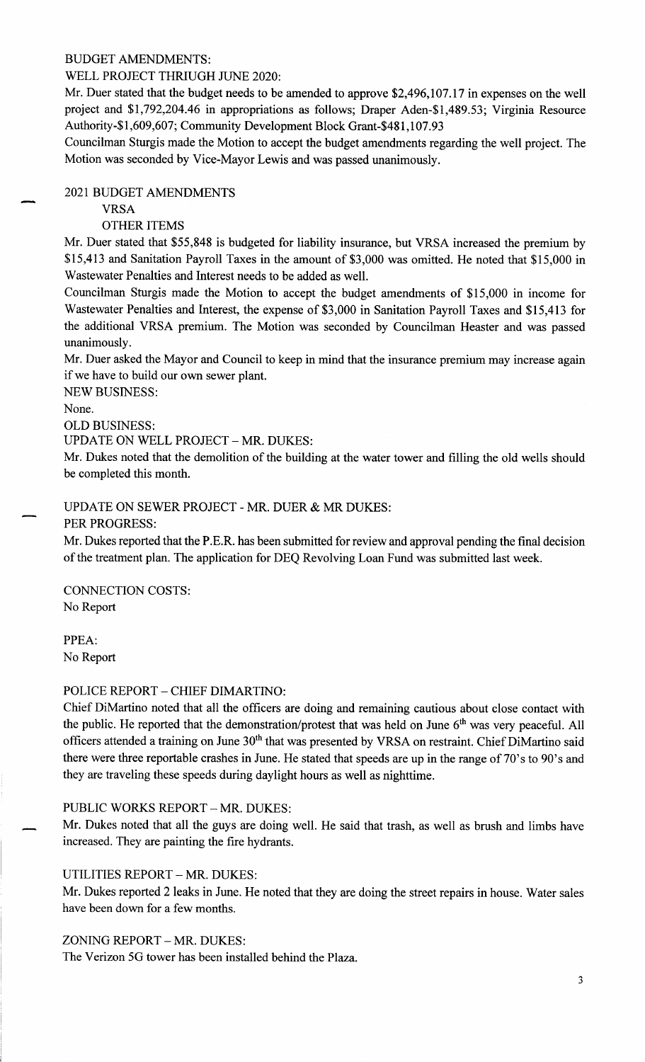BUDGET AMENDMENTS:

WELL PROJECT THRIUGH JUNE 2020:

Mr. Duer stated that the budget needs to be amended to approve $2,496,107.17 in expenses on the well project and $1,792,204.46 in appropriations as follows; Draper Aden-$1,489.53; Virginia Resource Authority-$1,609,607; Community Development Block Grant-$481,107.93

Councilman Sturgis made the Motion to accept the budget amendments regarding the well project. The Motion was seconded by Vice-Mayor Lewis and was passed unanimously.

2021 BUDGET AMENDMENTS

VRSA

OTHER ITEMS

Mr. Duer stated that $55,848 is budgeted for liability insurance, but VRSA increased the premium by $15,413 and Sanitation Payroll Taxes in the amount of $3,000 was omitted. He noted that $15,000 in Wastewater Penalties and Interest needs to be added as well.

Councilman Sturgis made the Motion to accept the budget amendments of $15,000 in income for Wastewater Penalties and Interest, the expense of $3,000 in Sanitation Payroll Taxes and $15,413 for the additional VRSA premium. The Motion was seconded by Councilman Heaster and was passed unanimously.

Mr. Duer asked the Mayor and Council to keep in mind that the insurance premium may increase again if we have to build our own sewer plant.

NEW BUSINESS:

None.

OLD BUSINESS:

UPDATE ON WELL PROJECT – MR. DUKES:

Mr. Dukes noted that the demolition of the building at the water tower and filling the old wells should be completed this month.

UPDATE ON SEWER PROJECT - MR. DUER & MR DUKES:

PER PROGRESS:

Mr. Dukes reported that the P.E.R. has been submitted for review and approval pending the final decision of the treatment plan. The application for DEQ Revolving Loan Fund was submitted last week.

CONNECTION COSTS:

No Report

PPEA:

No Report

POLICE REPORT – CHIEF DIMARTINO:

Chief DiMartino noted that all the officers are doing and remaining cautious about close contact with the public. He reported that the demonstration/protest that was held on June 6th was very peaceful. All officers attended a training on June 30th that was presented by VRSA on restraint. Chief DiMartino said there were three reportable crashes in June. He stated that speeds are up in the range of 70's to 90's and they are traveling these speeds during daylight hours as well as nighttime.

PUBLIC WORKS REPORT – MR. DUKES:

Mr. Dukes noted that all the guys are doing well. He said that trash, as well as brush and limbs have increased. They are painting the fire hydrants.

UTILITIES REPORT – MR. DUKES:

Mr. Dukes reported 2 leaks in June. He noted that they are doing the street repairs in house. Water sales have been down for a few months.

ZONING REPORT – MR. DUKES:

The Verizon 5G tower has been installed behind the Plaza.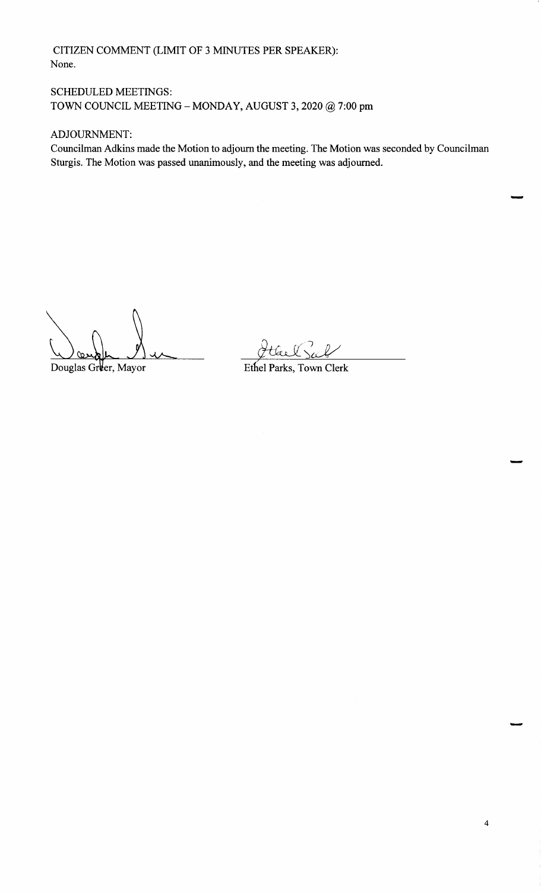CITIZEN COMMENT (LIMIT OF 3 MINUTES PER SPEAKER):
None.

SCHEDULED MEETINGS:
TOWN COUNCIL MEETING – MONDAY, AUGUST 3, 2020 @ 7:00 pm

ADJOURNMENT:
Councilman Adkins made the Motion to adjourn the meeting. The Motion was seconded by Councilman Sturgis. The Motion was passed unanimously, and the meeting was adjourned.

Douglas Greer, Mayor

Ethel Parks, Town Clerk